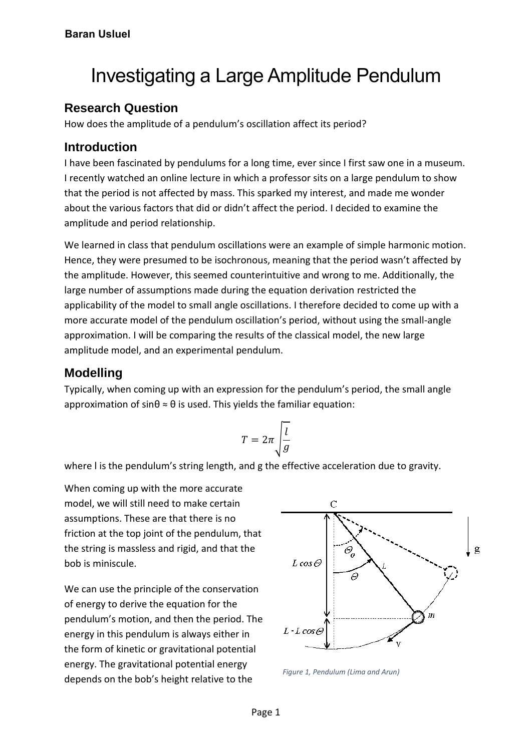**Baran Usluel**

# Investigating a Large Amplitude Pendulum

## Research Question

How does the amplitude of a pendulum's oscillation affect its period?

## Introduction

I have been fascinated by pendulums for a long time, ever since I first saw one in a museum. I recently watched an online lecture in which a professor sits on a large pendulum to show that the period is not affected by mass. This sparked my interest, and made me wonder about the various factors that did or didn't affect the period. I decided to examine the amplitude and period relationship.

We learned in class that pendulum oscillations were an example of simple harmonic motion. Hence, they were presumed to be isochronous, meaning that the period wasn't affected by the amplitude. However, this seemed counterintuitive and wrong to me. Additionally, the large number of assumptions made during the equation derivation restricted the applicability of the model to small angle oscillations. I therefore decided to come up with a more accurate model of the pendulum oscillation's period, without using the small-angle approximation. I will be comparing the results of the classical model, the new large amplitude model, and an experimental pendulum.

## Modelling

Typically, when coming up with an expression for the pendulum's period, the small angle approximation of $\sin\theta \approx \theta$ is used. This yields the familiar equation:

$$T = 2\pi\sqrt{\frac{l}{g}}$$

where l is the pendulum's string length, and g the effective acceleration due to gravity.

When coming up with the more accurate model, we will still need to make certain assumptions. These are that there is no friction at the top joint of the pendulum, that the string is massless and rigid, and that the bob is miniscule.

We can use the principle of the conservation of energy to derive the equation for the pendulum's motion, and then the period. The energy in this pendulum is always either in the form of kinetic or gravitational potential energy. The gravitational potential energy depends on the bob's height relative to the

*Figure 1, Pendulum (Lima and Arun)*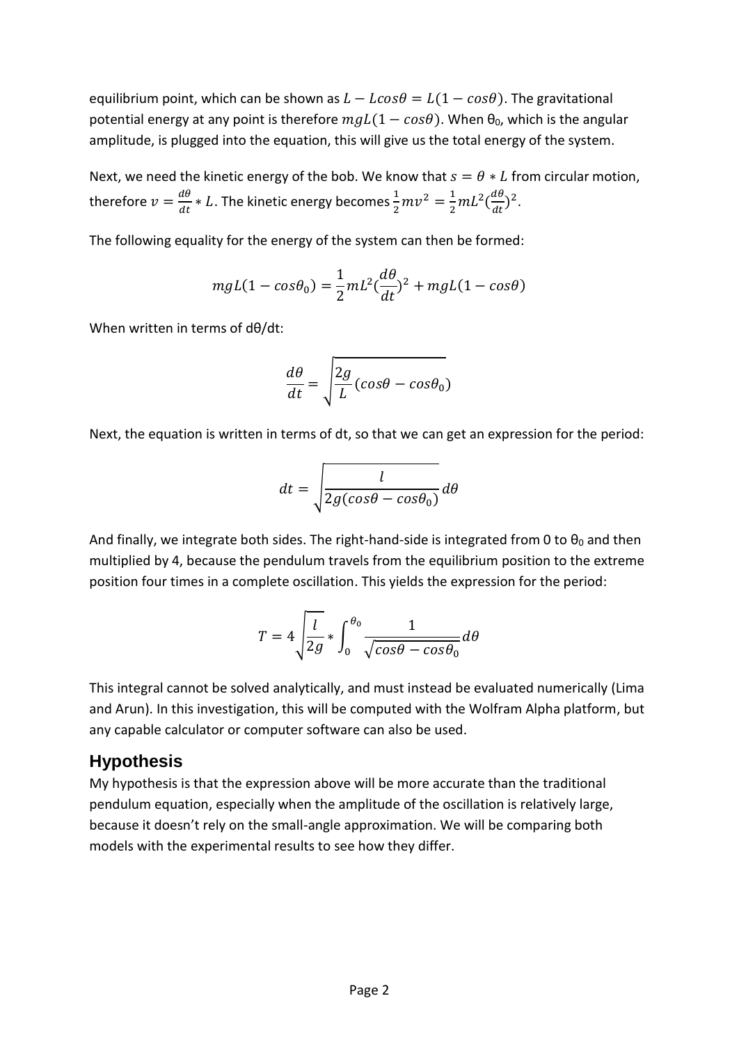equilibrium point, which can be shown as $L - Lcos\theta = L(1 - cos\theta)$. The gravitational potential energy at any point is therefore $mgL(1 - cos\theta)$. When $\theta_0$, which is the angular amplitude, is plugged into the equation, this will give us the total energy of the system.

Next, we need the kinetic energy of the bob. We know that $s = \theta * L$ from circular motion, therefore $v = \frac{d\theta}{dt} * L$. The kinetic energy becomes $\frac{1}{2}mv^2 = \frac{1}{2}mL^2(\frac{d\theta}{dt})^2$.

The following equality for the energy of the system can then be formed:

$$mgL(1 - cos\theta_0) = \frac{1}{2}mL^2(\frac{d\theta}{dt})^2 + mgL(1 - cos\theta)$$

When written in terms of dθ/dt:

$$\frac{d\theta}{dt} = \sqrt{\frac{2g}{L}(cos\theta - cos\theta_0)}$$

Next, the equation is written in terms of dt, so that we can get an expression for the period:

$$dt = \sqrt{\frac{l}{2g(cos\theta - cos\theta_0)}}\,d\theta$$

And finally, we integrate both sides. The right-hand-side is integrated from 0 to $\theta_0$ and then multiplied by 4, because the pendulum travels from the equilibrium position to the extreme position four times in a complete oscillation. This yields the expression for the period:

$$T = 4\sqrt{\frac{l}{2g}} * \int_0^{\theta_0} \frac{1}{\sqrt{cos\theta - cos\theta_0}}\,d\theta$$

This integral cannot be solved analytically, and must instead be evaluated numerically (Lima and Arun). In this investigation, this will be computed with the Wolfram Alpha platform, but any capable calculator or computer software can also be used.

## Hypothesis

My hypothesis is that the expression above will be more accurate than the traditional pendulum equation, especially when the amplitude of the oscillation is relatively large, because it doesn't rely on the small-angle approximation. We will be comparing both models with the experimental results to see how they differ.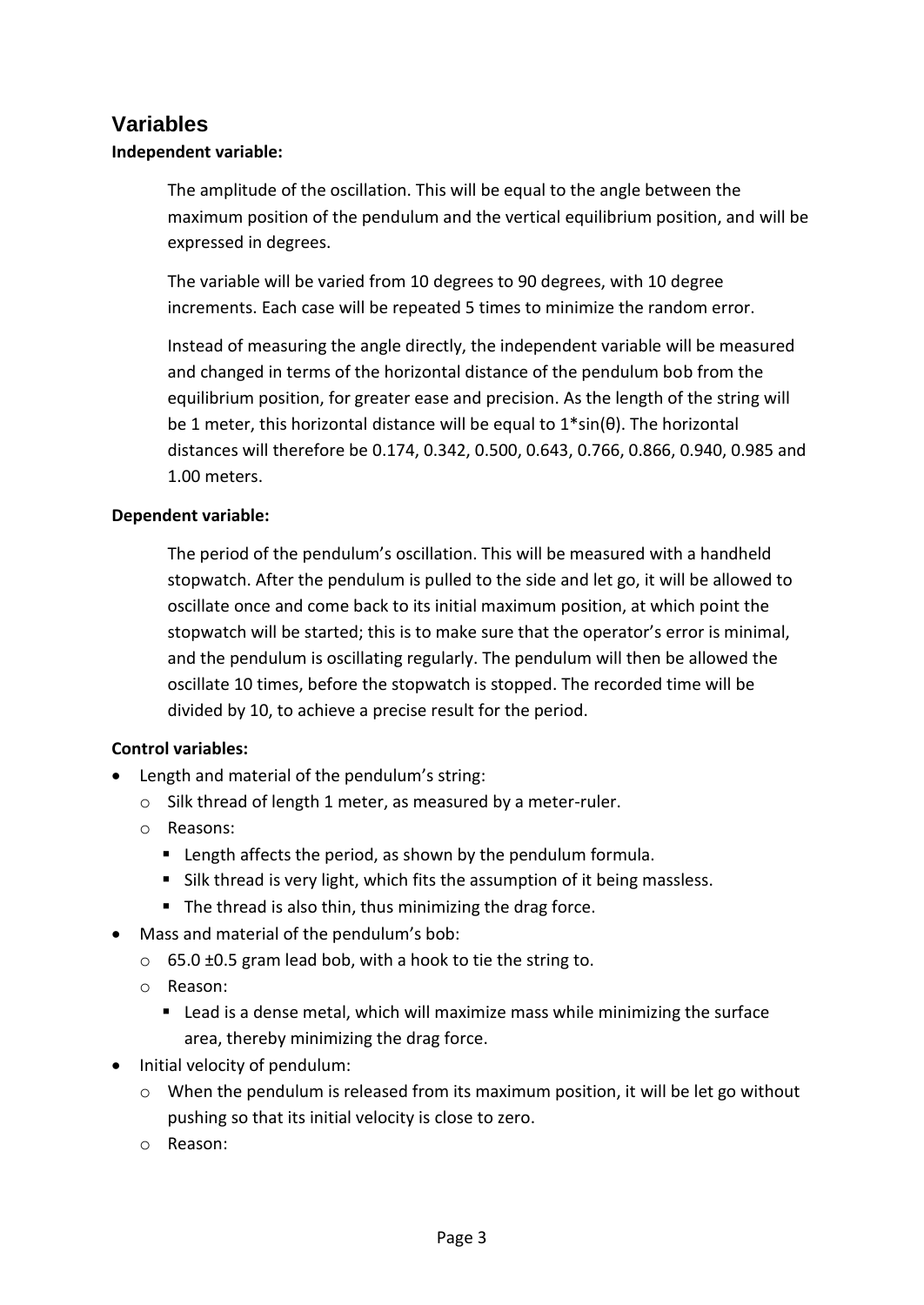## Variables

**Independent variable:**

The amplitude of the oscillation. This will be equal to the angle between the maximum position of the pendulum and the vertical equilibrium position, and will be expressed in degrees.

The variable will be varied from 10 degrees to 90 degrees, with 10 degree increments. Each case will be repeated 5 times to minimize the random error.

Instead of measuring the angle directly, the independent variable will be measured and changed in terms of the horizontal distance of the pendulum bob from the equilibrium position, for greater ease and precision. As the length of the string will be 1 meter, this horizontal distance will be equal to $1*\sin(\theta)$. The horizontal distances will therefore be 0.174, 0.342, 0.500, 0.643, 0.766, 0.866, 0.940, 0.985 and 1.00 meters.

**Dependent variable:**

The period of the pendulum's oscillation. This will be measured with a handheld stopwatch. After the pendulum is pulled to the side and let go, it will be allowed to oscillate once and come back to its initial maximum position, at which point the stopwatch will be started; this is to make sure that the operator's error is minimal, and the pendulum is oscillating regularly. The pendulum will then be allowed the oscillate 10 times, before the stopwatch is stopped. The recorded time will be divided by 10, to achieve a precise result for the period.

**Control variables:**

- Length and material of the pendulum's string:
  - Silk thread of length 1 meter, as measured by a meter-ruler.
  - Reasons:
    - Length affects the period, as shown by the pendulum formula.
    - Silk thread is very light, which fits the assumption of it being massless.
    - The thread is also thin, thus minimizing the drag force.
- Mass and material of the pendulum's bob:
  - 65.0 ±0.5 gram lead bob, with a hook to tie the string to.
  - Reason:
    - Lead is a dense metal, which will maximize mass while minimizing the surface area, thereby minimizing the drag force.
- Initial velocity of pendulum:
  - When the pendulum is released from its maximum position, it will be let go without pushing so that its initial velocity is close to zero.
  - Reason: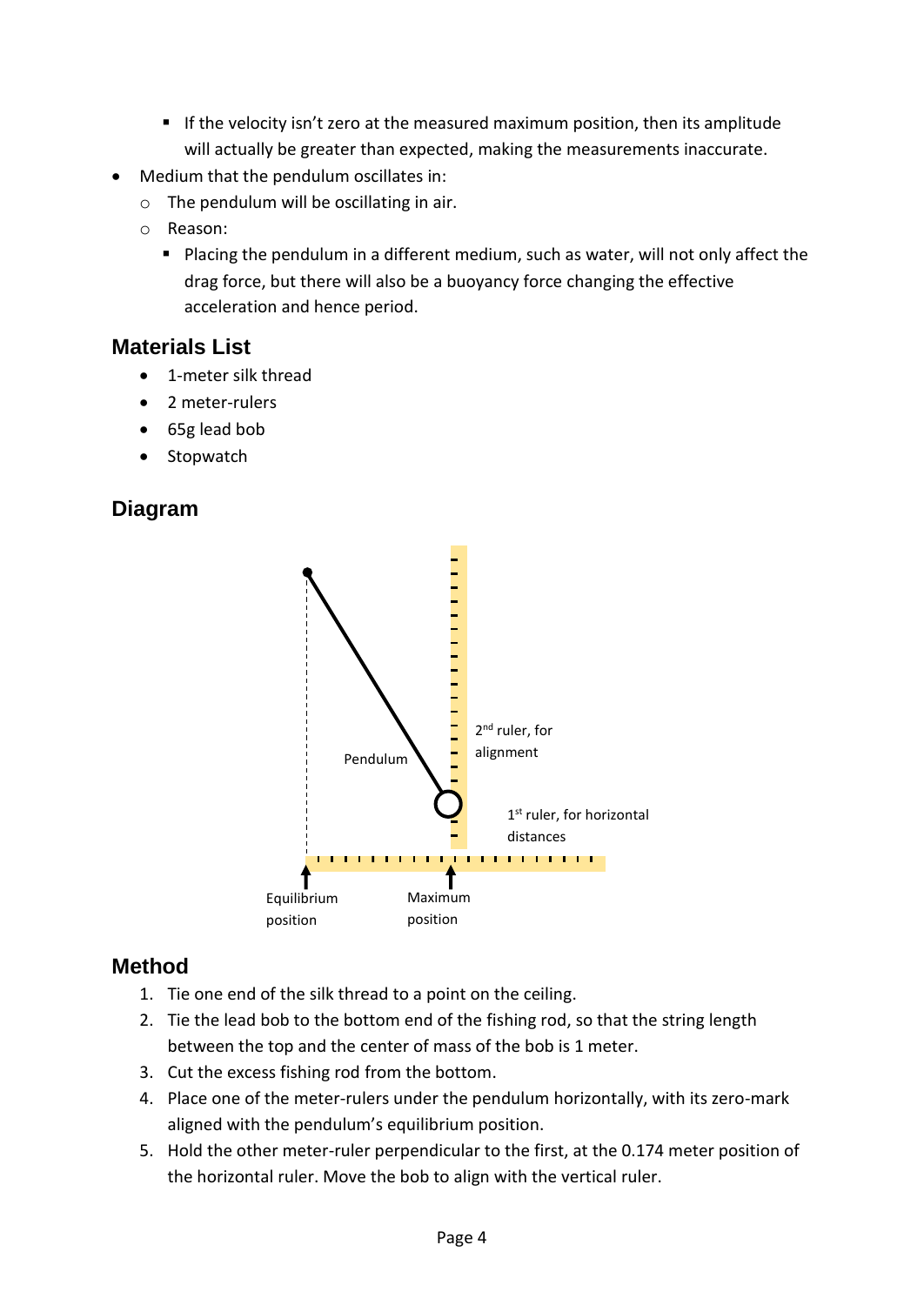- If the velocity isn't zero at the measured maximum position, then its amplitude will actually be greater than expected, making the measurements inaccurate.
- Medium that the pendulum oscillates in:
  - The pendulum will be oscillating in air.
  - Reason:
    - Placing the pendulum in a different medium, such as water, will not only affect the drag force, but there will also be a buoyancy force changing the effective acceleration and hence period.

## Materials List

- 1-meter silk thread
- 2 meter-rulers
- 65g lead bob
- Stopwatch

## Diagram

2nd ruler, for alignment

Pendulum

1st ruler, for horizontal distances

Equilibrium position

Maximum position

## Method

1. Tie one end of the silk thread to a point on the ceiling.
2. Tie the lead bob to the bottom end of the fishing rod, so that the string length between the top and the center of mass of the bob is 1 meter.
3. Cut the excess fishing rod from the bottom.
4. Place one of the meter-rulers under the pendulum horizontally, with its zero-mark aligned with the pendulum's equilibrium position.
5. Hold the other meter-ruler perpendicular to the first, at the 0.174 meter position of the horizontal ruler. Move the bob to align with the vertical ruler.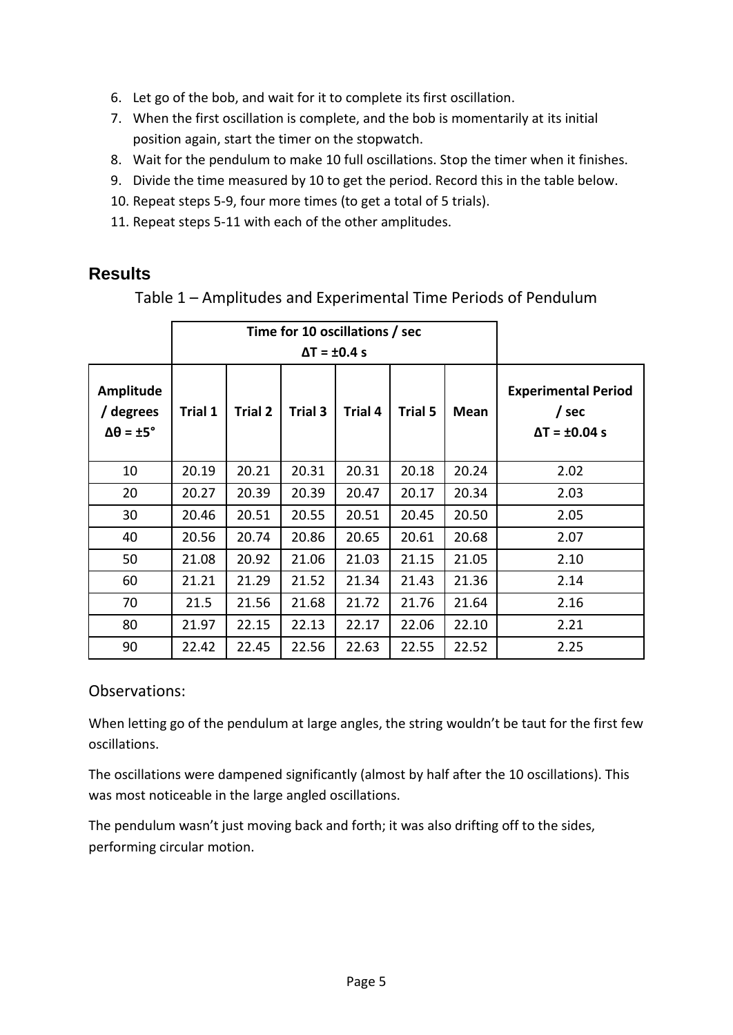6. Let go of the bob, and wait for it to complete its first oscillation.
7. When the first oscillation is complete, and the bob is momentarily at its initial position again, start the timer on the stopwatch.
8. Wait for the pendulum to make 10 full oscillations. Stop the timer when it finishes.
9. Divide the time measured by 10 to get the period. Record this in the table below.
10. Repeat steps 5-9, four more times (to get a total of 5 trials).
11. Repeat steps 5-11 with each of the other amplitudes.

## Results

Table 1 – Amplitudes and Experimental Time Periods of Pendulum

| | Time for 10 oscillations / sec $\Delta T = \pm 0.4$ s | | | | | | |
|---|---|---|---|---|---|---|---|
| **Amplitude / degrees $\Delta\theta = \pm 5°$** | **Trial 1** | **Trial 2** | **Trial 3** | **Trial 4** | **Trial 5** | **Mean** | **Experimental Period / sec $\Delta T = \pm 0.04$ s** |
| 10 | 20.19 | 20.21 | 20.31 | 20.31 | 20.18 | 20.24 | 2.02 |
| 20 | 20.27 | 20.39 | 20.39 | 20.47 | 20.17 | 20.34 | 2.03 |
| 30 | 20.46 | 20.51 | 20.55 | 20.51 | 20.45 | 20.50 | 2.05 |
| 40 | 20.56 | 20.74 | 20.86 | 20.65 | 20.61 | 20.68 | 2.07 |
| 50 | 21.08 | 20.92 | 21.06 | 21.03 | 21.15 | 21.05 | 2.10 |
| 60 | 21.21 | 21.29 | 21.52 | 21.34 | 21.43 | 21.36 | 2.14 |
| 70 | 21.5 | 21.56 | 21.68 | 21.72 | 21.76 | 21.64 | 2.16 |
| 80 | 21.97 | 22.15 | 22.13 | 22.17 | 22.06 | 22.10 | 2.21 |
| 90 | 22.42 | 22.45 | 22.56 | 22.63 | 22.55 | 22.52 | 2.25 |

### Observations:

When letting go of the pendulum at large angles, the string wouldn't be taut for the first few oscillations.

The oscillations were dampened significantly (almost by half after the 10 oscillations). This was most noticeable in the large angled oscillations.

The pendulum wasn't just moving back and forth; it was also drifting off to the sides, performing circular motion.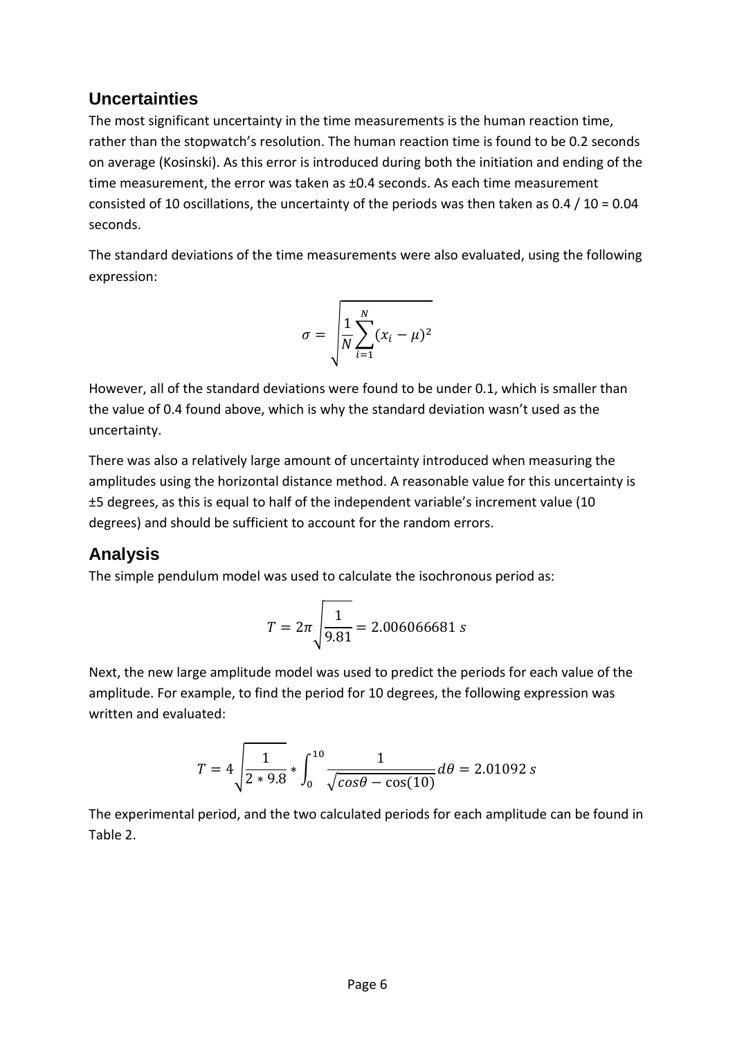## Uncertainties

The most significant uncertainty in the time measurements is the human reaction time, rather than the stopwatch's resolution. The human reaction time is found to be 0.2 seconds on average (Kosinski). As this error is introduced during both the initiation and ending of the time measurement, the error was taken as ±0.4 seconds. As each time measurement consisted of 10 oscillations, the uncertainty of the periods was then taken as 0.4 / 10 = 0.04 seconds.

The standard deviations of the time measurements were also evaluated, using the following expression:

$$\sigma = \sqrt{\frac{1}{N}\sum_{i=1}^{N}(x_i - \mu)^2}$$

However, all of the standard deviations were found to be under 0.1, which is smaller than the value of 0.4 found above, which is why the standard deviation wasn't used as the uncertainty.

There was also a relatively large amount of uncertainty introduced when measuring the amplitudes using the horizontal distance method. A reasonable value for this uncertainty is ±5 degrees, as this is equal to half of the independent variable's increment value (10 degrees) and should be sufficient to account for the random errors.

## Analysis

The simple pendulum model was used to calculate the isochronous period as:

$$T = 2\pi\sqrt{\frac{1}{9.81}} = 2.006066681\ s$$

Next, the new large amplitude model was used to predict the periods for each value of the amplitude. For example, to find the period for 10 degrees, the following expression was written and evaluated:

$$T = 4\sqrt{\frac{1}{2 * 9.8}} * \int_0^{10} \frac{1}{\sqrt{cos\theta - \cos(10)}} d\theta = 2.01092\ s$$

The experimental period, and the two calculated periods for each amplitude can be found in Table 2.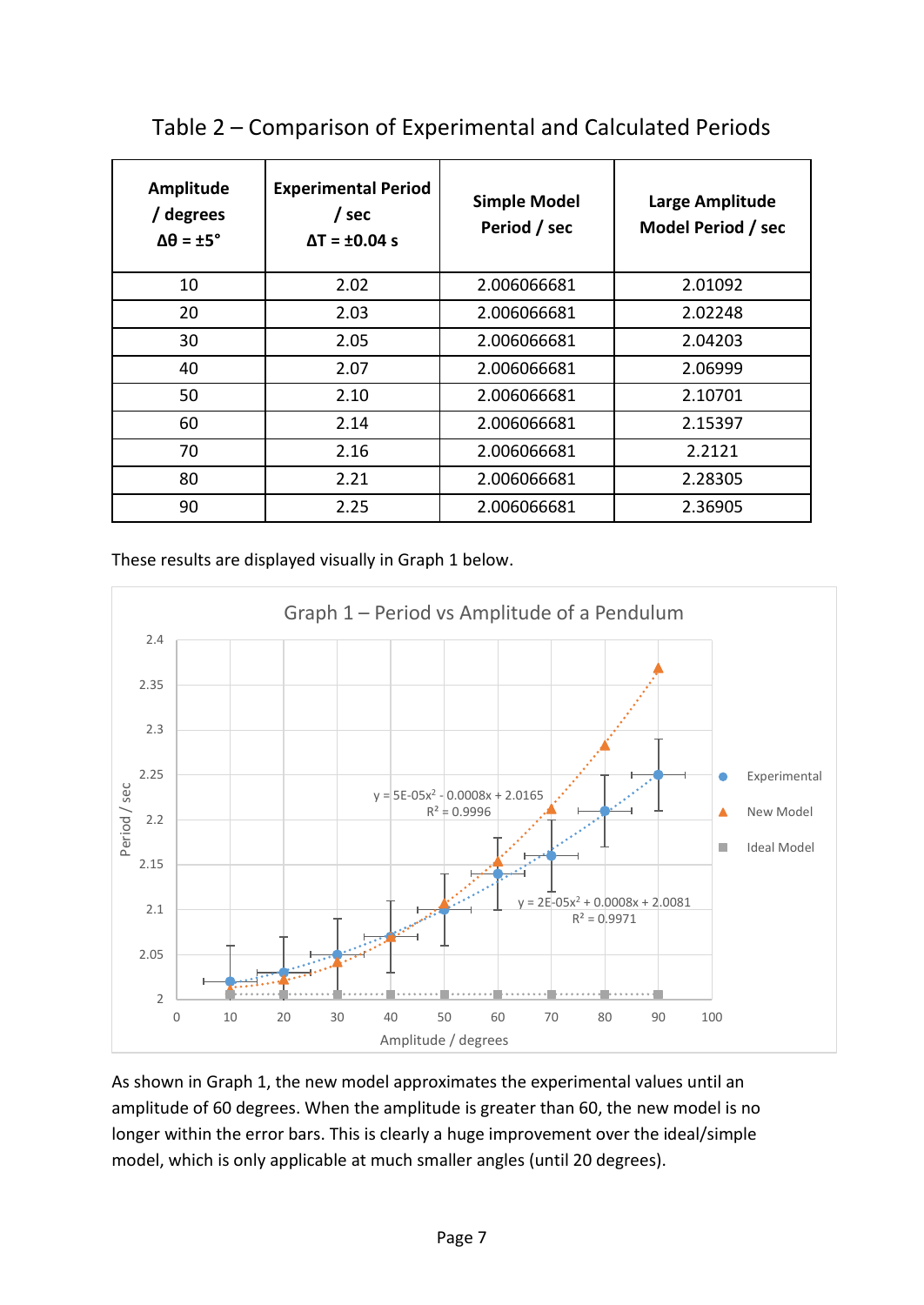## Table 2 – Comparison of Experimental and Calculated Periods

| Amplitude / degrees $\Delta\theta = \pm 5°$ | Experimental Period / sec $\Delta T = \pm 0.04$ s | Simple Model Period / sec | Large Amplitude Model Period / sec |
|---|---|---|---|
| 10 | 2.02 | 2.006066681 | 2.01092 |
| 20 | 2.03 | 2.006066681 | 2.02248 |
| 30 | 2.05 | 2.006066681 | 2.04203 |
| 40 | 2.07 | 2.006066681 | 2.06999 |
| 50 | 2.10 | 2.006066681 | 2.10701 |
| 60 | 2.14 | 2.006066681 | 2.15397 |
| 70 | 2.16 | 2.006066681 | 2.2121 |
| 80 | 2.21 | 2.006066681 | 2.28305 |
| 90 | 2.25 | 2.006066681 | 2.36905 |

These results are displayed visually in Graph 1 below.

Graph 1 – Period vs Amplitude of a Pendulum

$y = 5E\text{-}05x^2 - 0.0008x + 2.0165$, $R^2 = 0.9996$

$y = 2E\text{-}05x^2 + 0.0008x + 2.0081$, $R^2 = 0.9971$

As shown in Graph 1, the new model approximates the experimental values until an amplitude of 60 degrees. When the amplitude is greater than 60, the new model is no longer within the error bars. This is clearly a huge improvement over the ideal/simple model, which is only applicable at much smaller angles (until 20 degrees).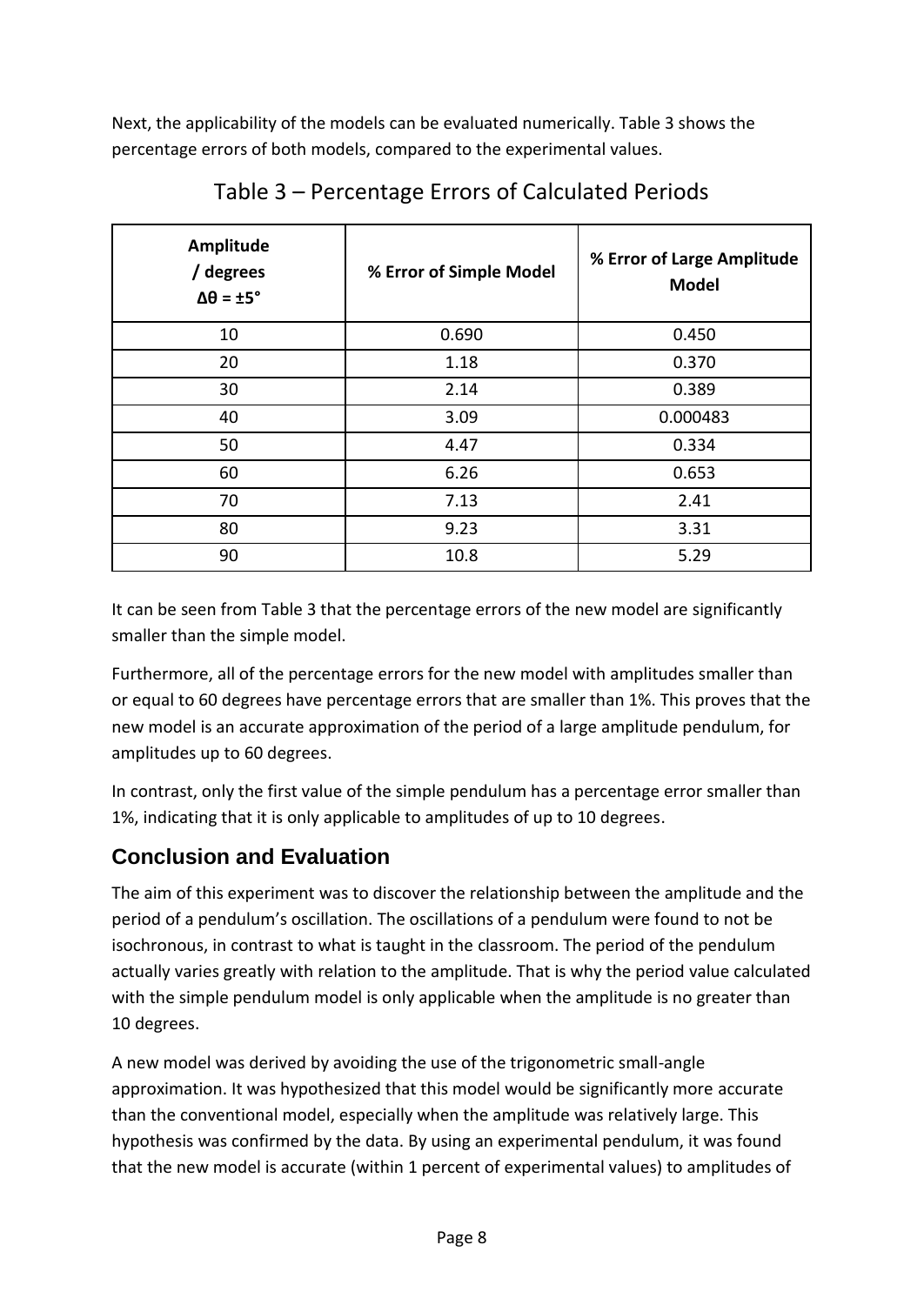Next, the applicability of the models can be evaluated numerically. Table 3 shows the percentage errors of both models, compared to the experimental values.

Table 3 – Percentage Errors of Calculated Periods

| Amplitude / degrees $\Delta\theta = \pm 5°$ | % Error of Simple Model | % Error of Large Amplitude Model |
|---|---|---|
| 10 | 0.690 | 0.450 |
| 20 | 1.18 | 0.370 |
| 30 | 2.14 | 0.389 |
| 40 | 3.09 | 0.000483 |
| 50 | 4.47 | 0.334 |
| 60 | 6.26 | 0.653 |
| 70 | 7.13 | 2.41 |
| 80 | 9.23 | 3.31 |
| 90 | 10.8 | 5.29 |

It can be seen from Table 3 that the percentage errors of the new model are significantly smaller than the simple model.

Furthermore, all of the percentage errors for the new model with amplitudes smaller than or equal to 60 degrees have percentage errors that are smaller than 1%. This proves that the new model is an accurate approximation of the period of a large amplitude pendulum, for amplitudes up to 60 degrees.

In contrast, only the first value of the simple pendulum has a percentage error smaller than 1%, indicating that it is only applicable to amplitudes of up to 10 degrees.

## Conclusion and Evaluation

The aim of this experiment was to discover the relationship between the amplitude and the period of a pendulum's oscillation. The oscillations of a pendulum were found to not be isochronous, in contrast to what is taught in the classroom. The period of the pendulum actually varies greatly with relation to the amplitude. That is why the period value calculated with the simple pendulum model is only applicable when the amplitude is no greater than 10 degrees.

A new model was derived by avoiding the use of the trigonometric small-angle approximation. It was hypothesized that this model would be significantly more accurate than the conventional model, especially when the amplitude was relatively large. This hypothesis was confirmed by the data. By using an experimental pendulum, it was found that the new model is accurate (within 1 percent of experimental values) to amplitudes of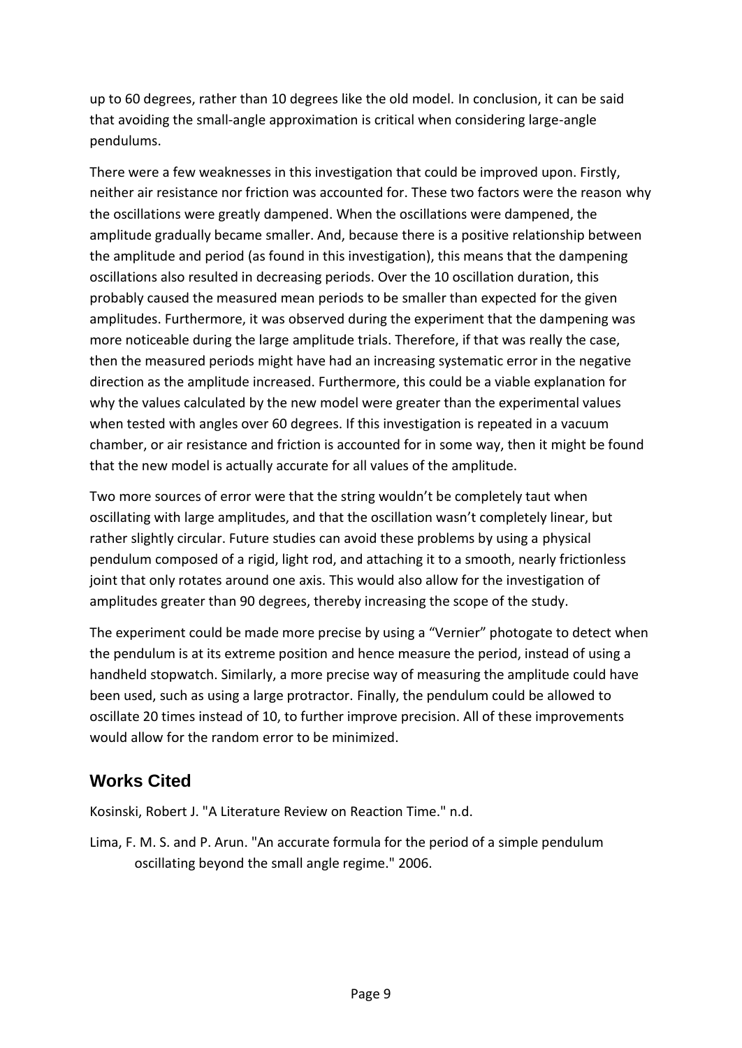up to 60 degrees, rather than 10 degrees like the old model. In conclusion, it can be said that avoiding the small-angle approximation is critical when considering large-angle pendulums.

There were a few weaknesses in this investigation that could be improved upon. Firstly, neither air resistance nor friction was accounted for. These two factors were the reason why the oscillations were greatly dampened. When the oscillations were dampened, the amplitude gradually became smaller. And, because there is a positive relationship between the amplitude and period (as found in this investigation), this means that the dampening oscillations also resulted in decreasing periods. Over the 10 oscillation duration, this probably caused the measured mean periods to be smaller than expected for the given amplitudes. Furthermore, it was observed during the experiment that the dampening was more noticeable during the large amplitude trials. Therefore, if that was really the case, then the measured periods might have had an increasing systematic error in the negative direction as the amplitude increased. Furthermore, this could be a viable explanation for why the values calculated by the new model were greater than the experimental values when tested with angles over 60 degrees. If this investigation is repeated in a vacuum chamber, or air resistance and friction is accounted for in some way, then it might be found that the new model is actually accurate for all values of the amplitude.

Two more sources of error were that the string wouldn't be completely taut when oscillating with large amplitudes, and that the oscillation wasn't completely linear, but rather slightly circular. Future studies can avoid these problems by using a physical pendulum composed of a rigid, light rod, and attaching it to a smooth, nearly frictionless joint that only rotates around one axis. This would also allow for the investigation of amplitudes greater than 90 degrees, thereby increasing the scope of the study.

The experiment could be made more precise by using a "Vernier" photogate to detect when the pendulum is at its extreme position and hence measure the period, instead of using a handheld stopwatch. Similarly, a more precise way of measuring the amplitude could have been used, such as using a large protractor. Finally, the pendulum could be allowed to oscillate 20 times instead of 10, to further improve precision. All of these improvements would allow for the random error to be minimized.

## Works Cited

Kosinski, Robert J. "A Literature Review on Reaction Time." n.d.

Lima, F. M. S. and P. Arun. "An accurate formula for the period of a simple pendulum oscillating beyond the small angle regime." 2006.